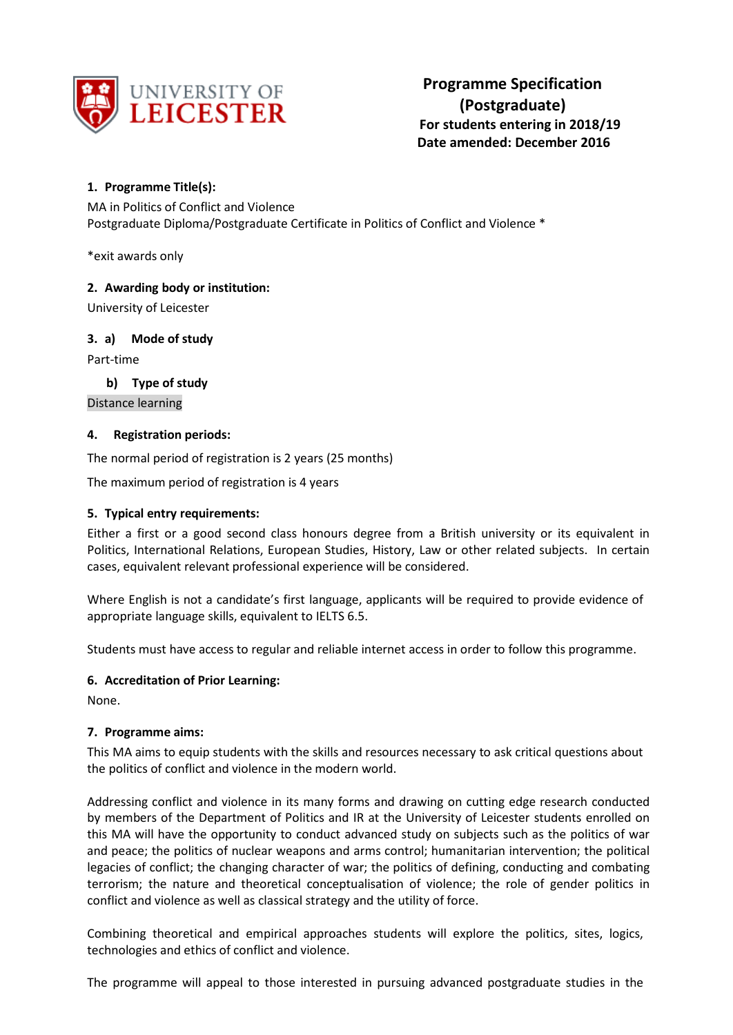UNIVERSITY OF LEICESTER

# Programme Specification (Postgraduate)

**For students entering in 2018/19**
**Date amended: December 2016**

## 1. Programme Title(s):

MA in Politics of Conflict and Violence
Postgraduate Diploma/Postgraduate Certificate in Politics of Conflict and Violence *

*exit awards only

## 2. Awarding body or institution:

University of Leicester

## 3. a) Mode of study

Part-time

### b) Type of study

Distance learning

## 4. Registration periods:

The normal period of registration is 2 years (25 months)

The maximum period of registration is 4 years

## 5. Typical entry requirements:

Either a first or a good second class honours degree from a British university or its equivalent in Politics, International Relations, European Studies, History, Law or other related subjects. In certain cases, equivalent relevant professional experience will be considered.

Where English is not a candidate's first language, applicants will be required to provide evidence of appropriate language skills, equivalent to IELTS 6.5.

Students must have access to regular and reliable internet access in order to follow this programme.

## 6. Accreditation of Prior Learning:

None.

## 7. Programme aims:

This MA aims to equip students with the skills and resources necessary to ask critical questions about the politics of conflict and violence in the modern world.

Addressing conflict and violence in its many forms and drawing on cutting edge research conducted by members of the Department of Politics and IR at the University of Leicester students enrolled on this MA will have the opportunity to conduct advanced study on subjects such as the politics of war and peace; the politics of nuclear weapons and arms control; humanitarian intervention; the political legacies of conflict; the changing character of war; the politics of defining, conducting and combating terrorism; the nature and theoretical conceptualisation of violence; the role of gender politics in conflict and violence as well as classical strategy and the utility of force.

Combining theoretical and empirical approaches students will explore the politics, sites, logics, technologies and ethics of conflict and violence.

The programme will appeal to those interested in pursuing advanced postgraduate studies in the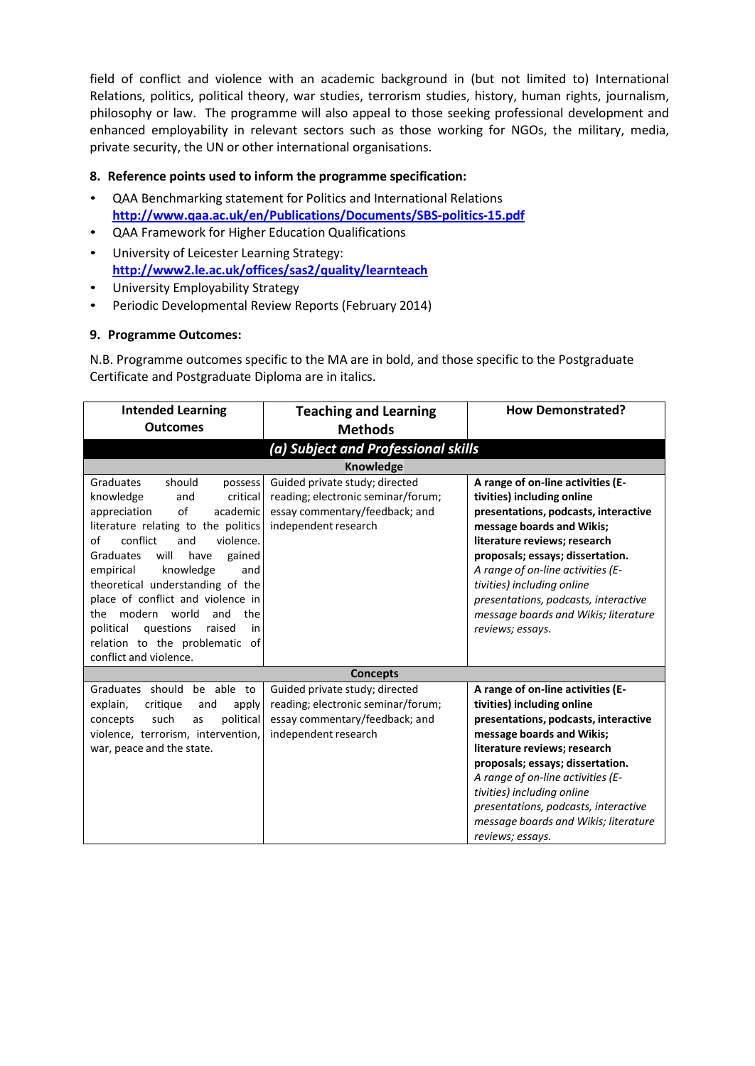field of conflict and violence with an academic background in (but not limited to) International Relations, politics, political theory, war studies, terrorism studies, history, human rights, journalism, philosophy or law. The programme will also appeal to those seeking professional development and enhanced employability in relevant sectors such as those working for NGOs, the military, media, private security, the UN or other international organisations.

### 8. Reference points used to inform the programme specification:

- QAA Benchmarking statement for Politics and International Relations [http://www.qaa.ac.uk/en/Publications/Documents/SBS-politics-15.pdf](http://www.qaa.ac.uk/en/Publications/Documents/SBS-politics-15.pdf)
- QAA Framework for Higher Education Qualifications
- University of Leicester Learning Strategy: [http://www2.le.ac.uk/offices/sas2/quality/learnteach](http://www2.le.ac.uk/offices/sas2/quality/learnteach)
- University Employability Strategy
- Periodic Developmental Review Reports (February 2014)

### 9. Programme Outcomes:

N.B. Programme outcomes specific to the MA are in bold, and those specific to the Postgraduate Certificate and Postgraduate Diploma are in italics.

| Intended Learning Outcomes | Teaching and Learning Methods | How Demonstrated? |
|---|---|---|
| ***(a) Subject and Professional skills*** | | |
| **Knowledge** | | |
| Graduates should possess knowledge and critical appreciation of academic literature relating to the politics of conflict and violence. Graduates will have gained empirical knowledge and theoretical understanding of the place of conflict and violence in the modern world and the political questions raised in relation to the problematic of conflict and violence. | Guided private study; directed reading; electronic seminar/forum; essay commentary/feedback; and independent research | **A range of on-line activities (E-tivities) including online presentations, podcasts, interactive message boards and Wikis; literature reviews; research proposals; essays; dissertation.** *A range of on-line activities (E-tivities) including online presentations, podcasts, interactive message boards and Wikis; literature reviews; essays.* |
| **Concepts** | | |
| Graduates should be able to explain, critique and apply concepts such as political violence, terrorism, intervention, war, peace and the state. | Guided private study; directed reading; electronic seminar/forum; essay commentary/feedback; and independent research | **A range of on-line activities (E-tivities) including online presentations, podcasts, interactive message boards and Wikis; literature reviews; research proposals; essays; dissertation.** *A range of on-line activities (E-tivities) including online presentations, podcasts, interactive message boards and Wikis; literature reviews; essays.* |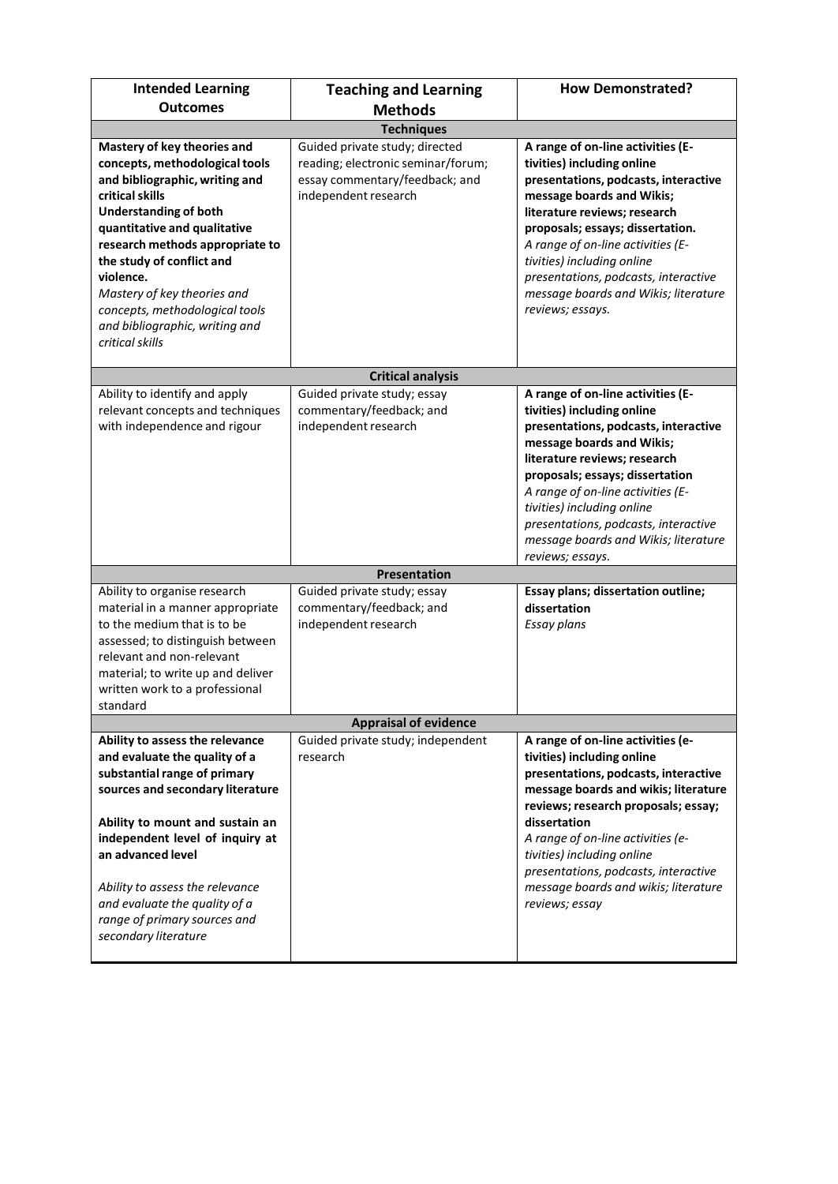| Intended Learning Outcomes | Teaching and Learning Methods | How Demonstrated? |
|---|---|---|
| **Techniques** | | |
| **Mastery of key theories and concepts, methodological tools and bibliographic, writing and critical skills** **Understanding of both quantitative and qualitative research methods appropriate to the study of conflict and violence.** *Mastery of key theories and concepts, methodological tools and bibliographic, writing and critical skills* | Guided private study; directed reading; electronic seminar/forum; essay commentary/feedback; and independent research | **A range of on-line activities (E-tivities) including online presentations, podcasts, interactive message boards and Wikis; literature reviews; research proposals; essays; dissertation.** *A range of on-line activities (E-tivities) including online presentations, podcasts, interactive message boards and Wikis; literature reviews; essays.* |
| **Critical analysis** | | |
| Ability to identify and apply relevant concepts and techniques with independence and rigour | Guided private study; essay commentary/feedback; and independent research | **A range of on-line activities (E-tivities) including online presentations, podcasts, interactive message boards and Wikis; literature reviews; research proposals; essays; dissertation** *A range of on-line activities (E-tivities) including online presentations, podcasts, interactive message boards and Wikis; literature reviews; essays.* |
| **Presentation** | | |
| Ability to organise research material in a manner appropriate to the medium that is to be assessed; to distinguish between relevant and non-relevant material; to write up and deliver written work to a professional standard | Guided private study; essay commentary/feedback; and independent research | **Essay plans; dissertation outline; dissertation** *Essay plans* |
| **Appraisal of evidence** | | |
| **Ability to assess the relevance and evaluate the quality of a substantial range of primary sources and secondary literature** **Ability to mount and sustain an independent level of inquiry at an advanced level** *Ability to assess the relevance and evaluate the quality of a range of primary sources and secondary literature* | Guided private study; independent research | **A range of on-line activities (e-tivities) including online presentations, podcasts, interactive message boards and wikis; literature reviews; research proposals; essay; dissertation** *A range of on-line activities (e-tivities) including online presentations, podcasts, interactive message boards and wikis; literature reviews; essay* |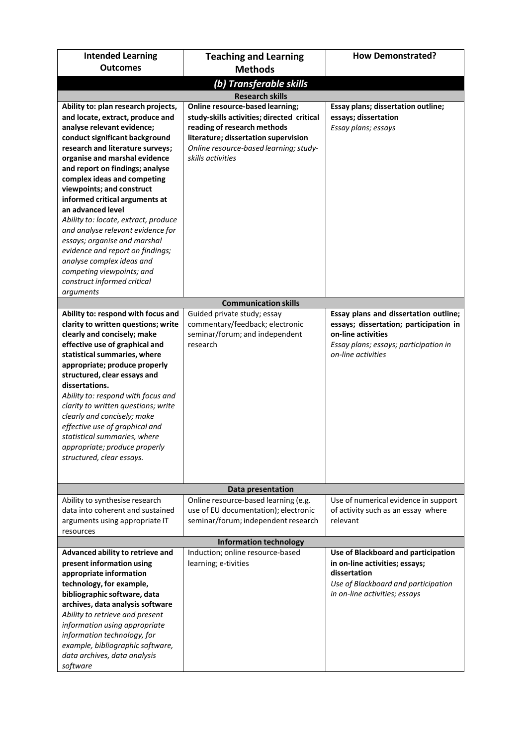| Intended Learning Outcomes | Teaching and Learning Methods | How Demonstrated? |
|---|---|---|
| ***(b) Transferable skills*** | | |
| **Research skills** | | |
| **Ability to: plan research projects, and locate, extract, produce and analyse relevant evidence; conduct significant background research and literature surveys; organise and marshal evidence and report on findings; analyse complex ideas and competing viewpoints; and construct informed critical arguments at an advanced level**<br>*Ability to: locate, extract, produce and analyse relevant evidence for essays; organise and marshal evidence and report on findings; analyse complex ideas and competing viewpoints; and construct informed critical arguments* | **Online resource-based learning; study-skills activities; directed critical reading of research methods literature; dissertation supervision**<br>*Online resource-based learning; study-skills activities* | **Essay plans; dissertation outline; essays; dissertation**<br>*Essay plans; essays* |
| **Communication skills** | | |
| **Ability to: respond with focus and clarity to written questions; write clearly and concisely; make effective use of graphical and statistical summaries, where appropriate; produce properly structured, clear essays and dissertations.**<br>*Ability to: respond with focus and clarity to written questions; write clearly and concisely; make effective use of graphical and statistical summaries, where appropriate; produce properly structured, clear essays.* | Guided private study; essay commentary/feedback; electronic seminar/forum; and independent research | **Essay plans and dissertation outline; essays; dissertation; participation in on-line activities**<br>*Essay plans; essays; participation in on-line activities* |
| **Data presentation** | | |
| Ability to synthesise research data into coherent and sustained arguments using appropriate IT resources | Online resource-based learning (e.g. use of EU documentation); electronic seminar/forum; independent research | Use of numerical evidence in support of activity such as an essay where relevant |
| **Information technology** | | |
| **Advanced ability to retrieve and present information using appropriate information technology, for example, bibliographic software, data archives, data analysis software**<br>*Ability to retrieve and present information using appropriate information technology, for example, bibliographic software, data archives, data analysis software* | Induction; online resource-based learning; e-tivities | **Use of Blackboard and participation in on-line activities; essays; dissertation**<br>*Use of Blackboard and participation in on-line activities; essays* |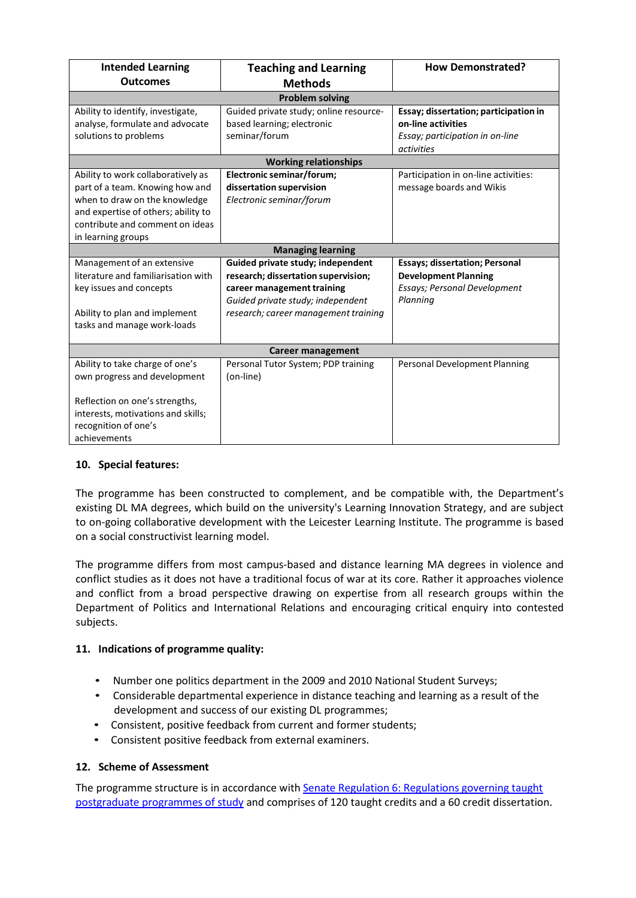| Intended Learning Outcomes | Teaching and Learning Methods | How Demonstrated? |
|---|---|---|
| **Problem solving** | | |
| Ability to identify, investigate, analyse, formulate and advocate solutions to problems | Guided private study; online resource-based learning; electronic seminar/forum | **Essay; dissertation; participation in on-line activities** *Essay; participation in on-line activities* |
| **Working relationships** | | |
| Ability to work collaboratively as part of a team. Knowing how and when to draw on the knowledge and expertise of others; ability to contribute and comment on ideas in learning groups | **Electronic seminar/forum; dissertation supervision** *Electronic seminar/forum* | Participation in on-line activities: message boards and Wikis |
| **Managing learning** | | |
| Management of an extensive literature and familiarisation with key issues and concepts<br><br>Ability to plan and implement tasks and manage work-loads | **Guided private study; independent research; dissertation supervision; career management training** *Guided private study; independent research; career management training* | **Essays; dissertation; Personal Development Planning** *Essays; Personal Development Planning* |
| **Career management** | | |
| Ability to take charge of one's own progress and development<br><br>Reflection on one's strengths, interests, motivations and skills; recognition of one's achievements | Personal Tutor System; PDP training (on-line) | Personal Development Planning |

## 10. Special features:

The programme has been constructed to complement, and be compatible with, the Department's existing DL MA degrees, which build on the university's Learning Innovation Strategy, and are subject to on-going collaborative development with the Leicester Learning Institute. The programme is based on a social constructivist learning model.

The programme differs from most campus-based and distance learning MA degrees in violence and conflict studies as it does not have a traditional focus of war at its core. Rather it approaches violence and conflict from a broad perspective drawing on expertise from all research groups within the Department of Politics and International Relations and encouraging critical enquiry into contested subjects.

## 11. Indications of programme quality:

- Number one politics department in the 2009 and 2010 National Student Surveys;
- Considerable departmental experience in distance teaching and learning as a result of the development and success of our existing DL programmes;
- Consistent, positive feedback from current and former students;
- Consistent positive feedback from external examiners.

## 12. Scheme of Assessment

The programme structure is in accordance with Senate Regulation 6: Regulations governing taught postgraduate programmes of study and comprises of 120 taught credits and a 60 credit dissertation.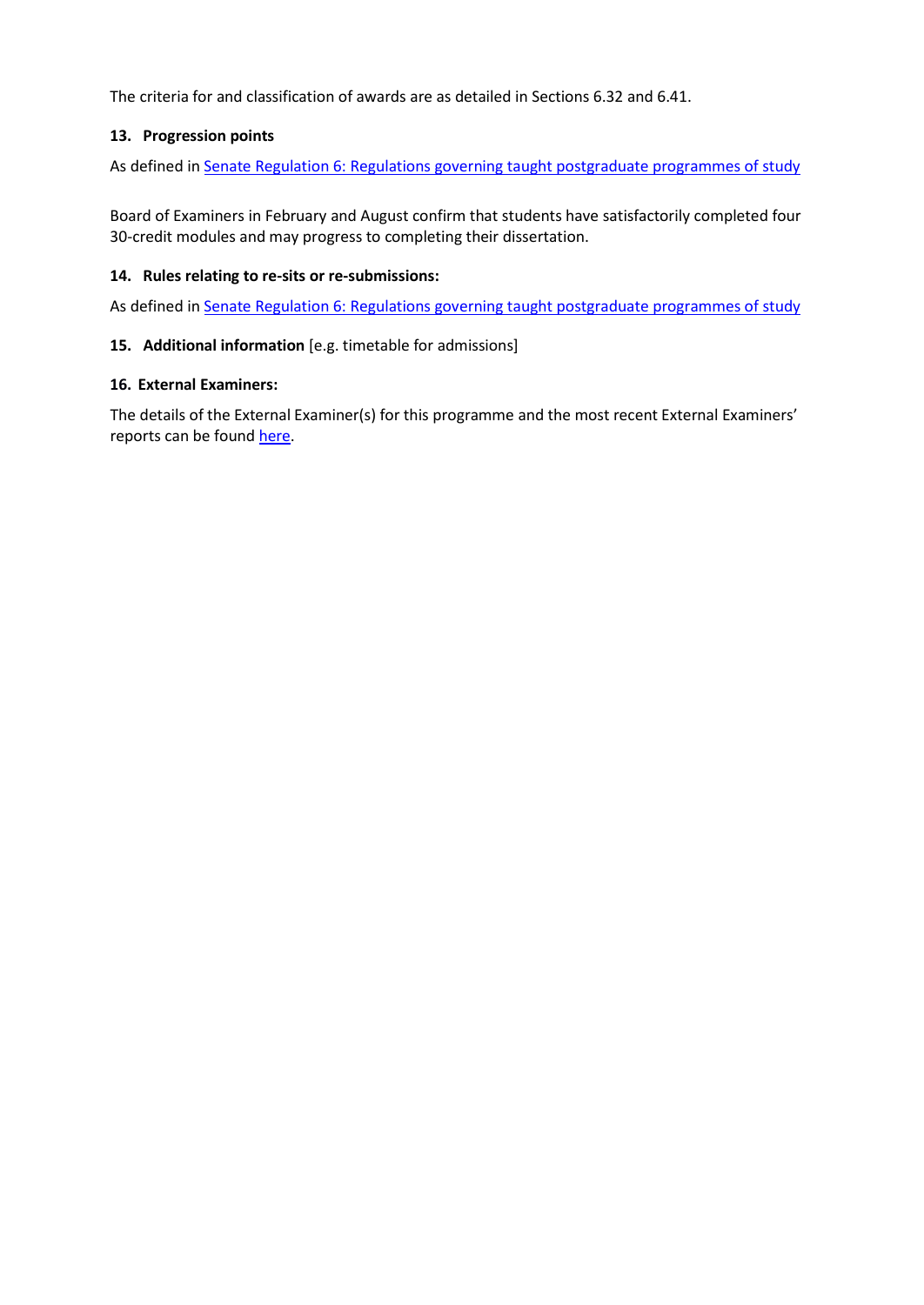The criteria for and classification of awards are as detailed in Sections 6.32 and 6.41.

### 13. Progression points

As defined in [Senate Regulation 6: Regulations governing taught postgraduate programmes of study]()

Board of Examiners in February and August confirm that students have satisfactorily completed four 30-credit modules and may progress to completing their dissertation.

### 14. Rules relating to re-sits or re-submissions:

As defined in [Senate Regulation 6: Regulations governing taught postgraduate programmes of study]()

### 15. Additional information [e.g. timetable for admissions]

### 16. External Examiners:

The details of the External Examiner(s) for this programme and the most recent External Examiners' reports can be found [here]().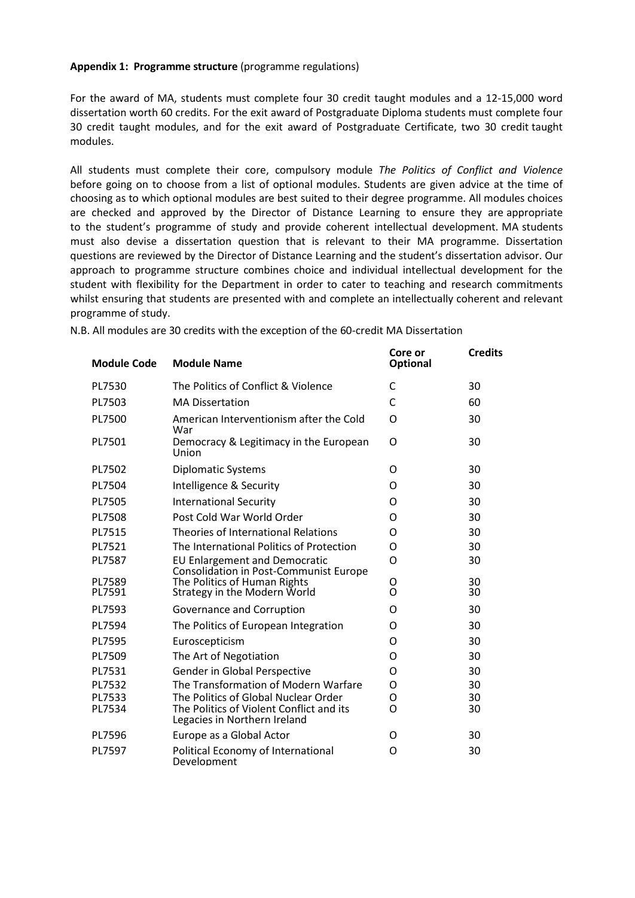**Appendix 1: Programme structure** (programme regulations)

For the award of MA, students must complete four 30 credit taught modules and a 12-15,000 word dissertation worth 60 credits. For the exit award of Postgraduate Diploma students must complete four 30 credit taught modules, and for the exit award of Postgraduate Certificate, two 30 credit taught modules.

All students must complete their core, compulsory module *The Politics of Conflict and Violence* before going on to choose from a list of optional modules. Students are given advice at the time of choosing as to which optional modules are best suited to their degree programme. All modules choices are checked and approved by the Director of Distance Learning to ensure they are appropriate to the student's programme of study and provide coherent intellectual development. MA students must also devise a dissertation question that is relevant to their MA programme. Dissertation questions are reviewed by the Director of Distance Learning and the student's dissertation advisor. Our approach to programme structure combines choice and individual intellectual development for the student with flexibility for the Department in order to cater to teaching and research commitments whilst ensuring that students are presented with and complete an intellectually coherent and relevant programme of study.

N.B. All modules are 30 credits with the exception of the 60-credit MA Dissertation

| Module Code | Module Name | Core or Optional | Credits |
|---|---|---|---|
| PL7530 | The Politics of Conflict & Violence | C | 30 |
| PL7503 | MA Dissertation | C | 60 |
| PL7500 | American Interventionism after the Cold War | O | 30 |
| PL7501 | Democracy & Legitimacy in the European Union | O | 30 |
| PL7502 | Diplomatic Systems | O | 30 |
| PL7504 | Intelligence & Security | O | 30 |
| PL7505 | International Security | O | 30 |
| PL7508 | Post Cold War World Order | O | 30 |
| PL7515 | Theories of International Relations | O | 30 |
| PL7521 | The International Politics of Protection | O | 30 |
| PL7587 | EU Enlargement and Democratic Consolidation in Post-Communist Europe | O | 30 |
| PL7589 | The Politics of Human Rights | O | 30 |
| PL7591 | Strategy in the Modern World | O | 30 |
| PL7593 | Governance and Corruption | O | 30 |
| PL7594 | The Politics of European Integration | O | 30 |
| PL7595 | Euroscepticism | O | 30 |
| PL7509 | The Art of Negotiation | O | 30 |
| PL7531 | Gender in Global Perspective | O | 30 |
| PL7532 | The Transformation of Modern Warfare | O | 30 |
| PL7533 | The Politics of Global Nuclear Order | O | 30 |
| PL7534 | The Politics of Violent Conflict and its Legacies in Northern Ireland | O | 30 |
| PL7596 | Europe as a Global Actor | O | 30 |
| PL7597 | Political Economy of International Development | O | 30 |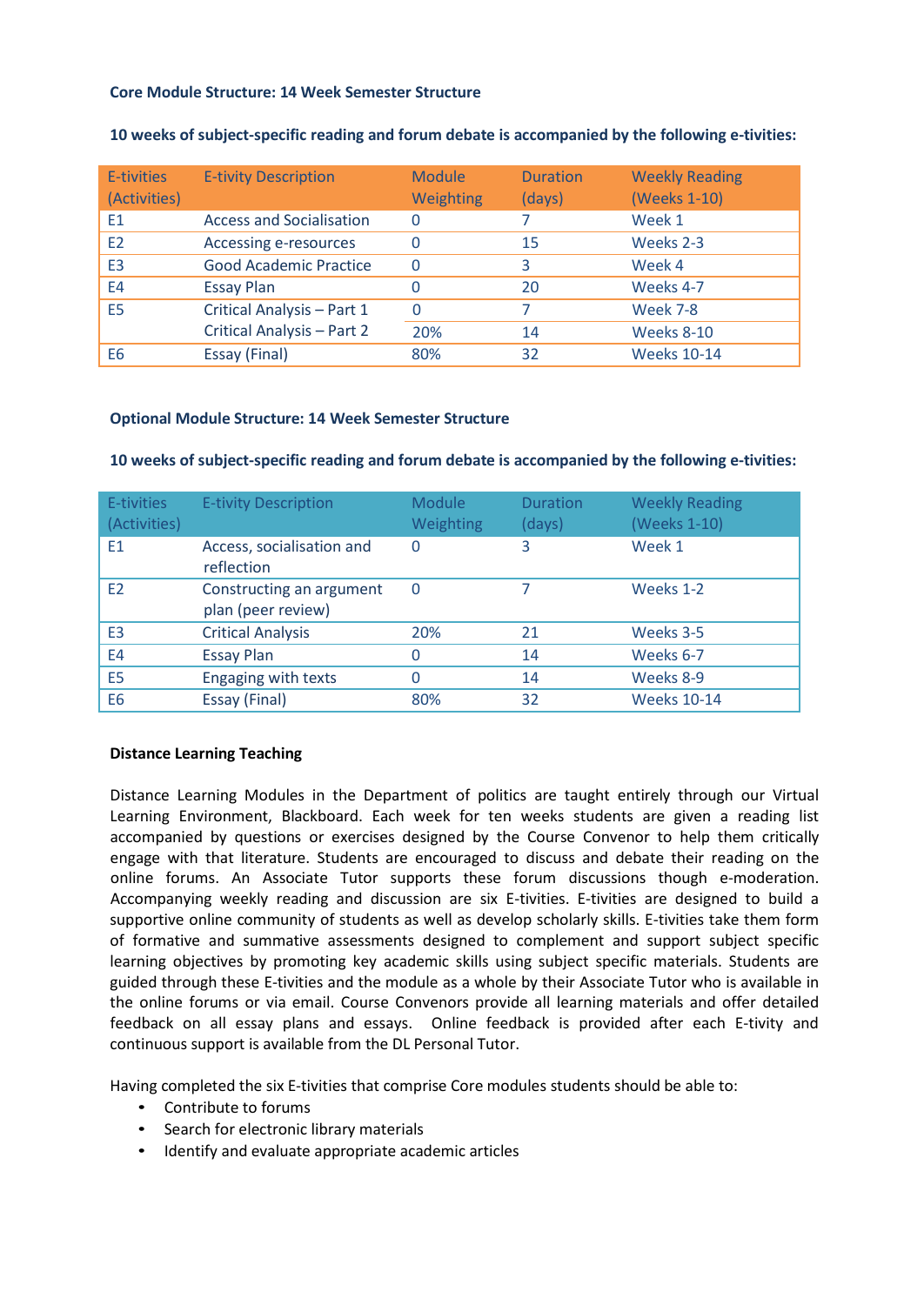**Core Module Structure: 14 Week Semester Structure**

**10 weeks of subject-specific reading and forum debate is accompanied by the following e-tivities:**

| E-tivities (Activities) | E-tivity Description | Module Weighting | Duration (days) | Weekly Reading (Weeks 1-10) |
|---|---|---|---|---|
| E1 | Access and Socialisation | 0 | 7 | Week 1 |
| E2 | Accessing e-resources | 0 | 15 | Weeks 2-3 |
| E3 | Good Academic Practice | 0 | 3 | Week 4 |
| E4 | Essay Plan | 0 | 20 | Weeks 4-7 |
| E5 | Critical Analysis – Part 1 | 0 | 7 | Week 7-8 |
| | Critical Analysis – Part 2 | 20% | 14 | Weeks 8-10 |
| E6 | Essay (Final) | 80% | 32 | Weeks 10-14 |

**Optional Module Structure: 14 Week Semester Structure**

**10 weeks of subject-specific reading and forum debate is accompanied by the following e-tivities:**

| E-tivities (Activities) | E-tivity Description | Module Weighting | Duration (days) | Weekly Reading (Weeks 1-10) |
|---|---|---|---|---|
| E1 | Access, socialisation and reflection | 0 | 3 | Week 1 |
| E2 | Constructing an argument plan (peer review) | 0 | 7 | Weeks 1-2 |
| E3 | Critical Analysis | 20% | 21 | Weeks 3-5 |
| E4 | Essay Plan | 0 | 14 | Weeks 6-7 |
| E5 | Engaging with texts | 0 | 14 | Weeks 8-9 |
| E6 | Essay (Final) | 80% | 32 | Weeks 10-14 |

**Distance Learning Teaching**

Distance Learning Modules in the Department of politics are taught entirely through our Virtual Learning Environment, Blackboard. Each week for ten weeks students are given a reading list accompanied by questions or exercises designed by the Course Convenor to help them critically engage with that literature. Students are encouraged to discuss and debate their reading on the online forums. An Associate Tutor supports these forum discussions though e-moderation. Accompanying weekly reading and discussion are six E-tivities. E-tivities are designed to build a supportive online community of students as well as develop scholarly skills. E-tivities take them form of formative and summative assessments designed to complement and support subject specific learning objectives by promoting key academic skills using subject specific materials. Students are guided through these E-tivities and the module as a whole by their Associate Tutor who is available in the online forums or via email. Course Convenors provide all learning materials and offer detailed feedback on all essay plans and essays. Online feedback is provided after each E-tivity and continuous support is available from the DL Personal Tutor.

Having completed the six E-tivities that comprise Core modules students should be able to:

- Contribute to forums
- Search for electronic library materials
- Identify and evaluate appropriate academic articles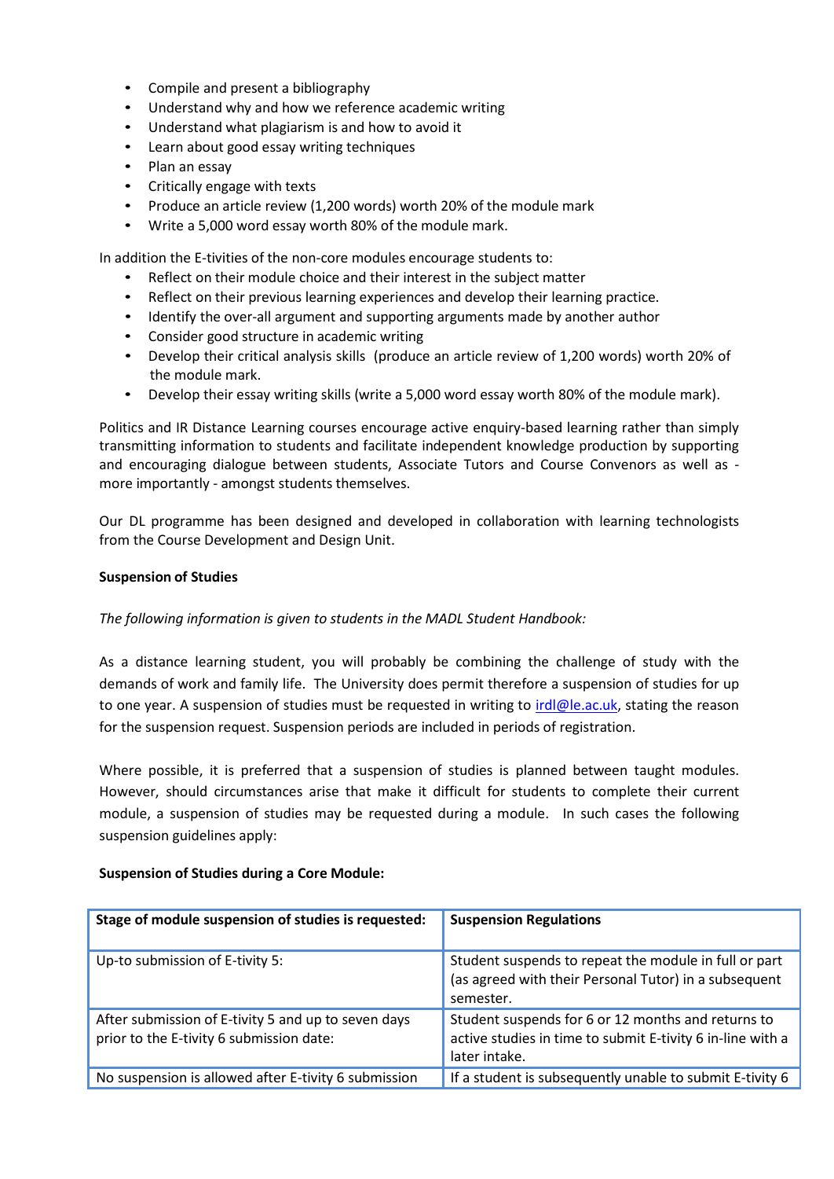- Compile and present a bibliography
- Understand why and how we reference academic writing
- Understand what plagiarism is and how to avoid it
- Learn about good essay writing techniques
- Plan an essay
- Critically engage with texts
- Produce an article review (1,200 words) worth 20% of the module mark
- Write a 5,000 word essay worth 80% of the module mark.

In addition the E-tivities of the non-core modules encourage students to:

- Reflect on their module choice and their interest in the subject matter
- Reflect on their previous learning experiences and develop their learning practice.
- Identify the over-all argument and supporting arguments made by another author
- Consider good structure in academic writing
- Develop their critical analysis skills (produce an article review of 1,200 words) worth 20% of the module mark.
- Develop their essay writing skills (write a 5,000 word essay worth 80% of the module mark).

Politics and IR Distance Learning courses encourage active enquiry-based learning rather than simply transmitting information to students and facilitate independent knowledge production by supporting and encouraging dialogue between students, Associate Tutors and Course Convenors as well as - more importantly - amongst students themselves.

Our DL programme has been designed and developed in collaboration with learning technologists from the Course Development and Design Unit.

**Suspension of Studies**

*The following information is given to students in the MADL Student Handbook:*

As a distance learning student, you will probably be combining the challenge of study with the demands of work and family life. The University does permit therefore a suspension of studies for up to one year. A suspension of studies must be requested in writing to irdl@le.ac.uk, stating the reason for the suspension request. Suspension periods are included in periods of registration.

Where possible, it is preferred that a suspension of studies is planned between taught modules. However, should circumstances arise that make it difficult for students to complete their current module, a suspension of studies may be requested during a module. In such cases the following suspension guidelines apply:

**Suspension of Studies during a Core Module:**

| **Stage of module suspension of studies is requested:** | **Suspension Regulations** |
|---|---|
| Up-to submission of E-tivity 5: | Student suspends to repeat the module in full or part (as agreed with their Personal Tutor) in a subsequent semester. |
| After submission of E-tivity 5 and up to seven days prior to the E-tivity 6 submission date: | Student suspends for 6 or 12 months and returns to active studies in time to submit E-tivity 6 in-line with a later intake. |
| No suspension is allowed after E-tivity 6 submission | If a student is subsequently unable to submit E-tivity 6 |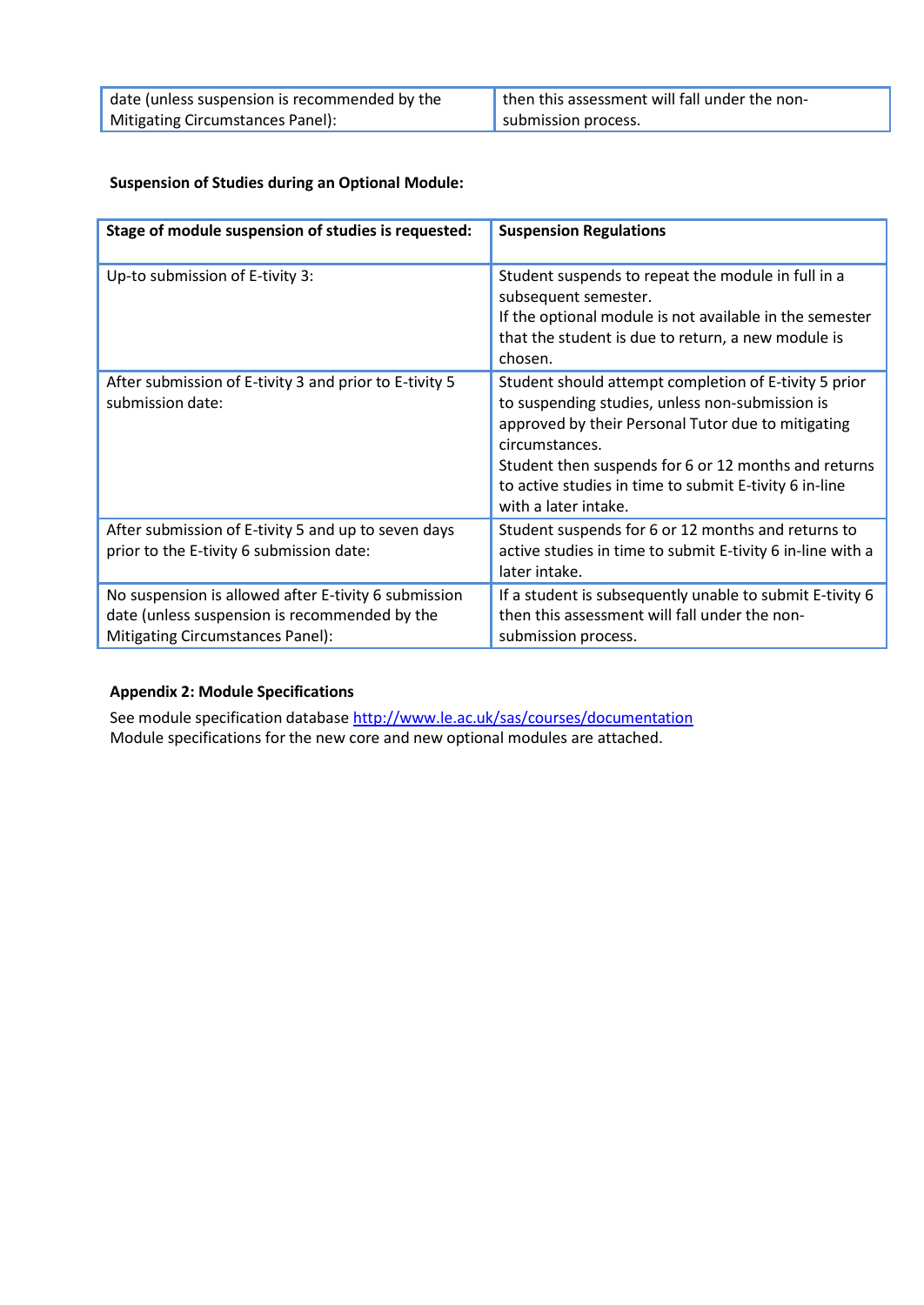| | |
|---|---|
| date (unless suspension is recommended by the Mitigating Circumstances Panel): | then this assessment will fall under the non-submission process. |

**Suspension of Studies during an Optional Module:**

| Stage of module suspension of studies is requested: | Suspension Regulations |
|---|---|
| Up-to submission of E-tivity 3: | Student suspends to repeat the module in full in a subsequent semester.<br>If the optional module is not available in the semester that the student is due to return, a new module is chosen. |
| After submission of E-tivity 3 and prior to E-tivity 5 submission date: | Student should attempt completion of E-tivity 5 prior to suspending studies, unless non-submission is approved by their Personal Tutor due to mitigating circumstances.<br>Student then suspends for 6 or 12 months and returns to active studies in time to submit E-tivity 6 in-line with a later intake. |
| After submission of E-tivity 5 and up to seven days prior to the E-tivity 6 submission date: | Student suspends for 6 or 12 months and returns to active studies in time to submit E-tivity 6 in-line with a later intake. |
| No suspension is allowed after E-tivity 6 submission date (unless suspension is recommended by the Mitigating Circumstances Panel): | If a student is subsequently unable to submit E-tivity 6 then this assessment will fall under the non-submission process. |

**Appendix 2: Module Specifications**

See module specification database http://www.le.ac.uk/sas/courses/documentation
Module specifications for the new core and new optional modules are attached.